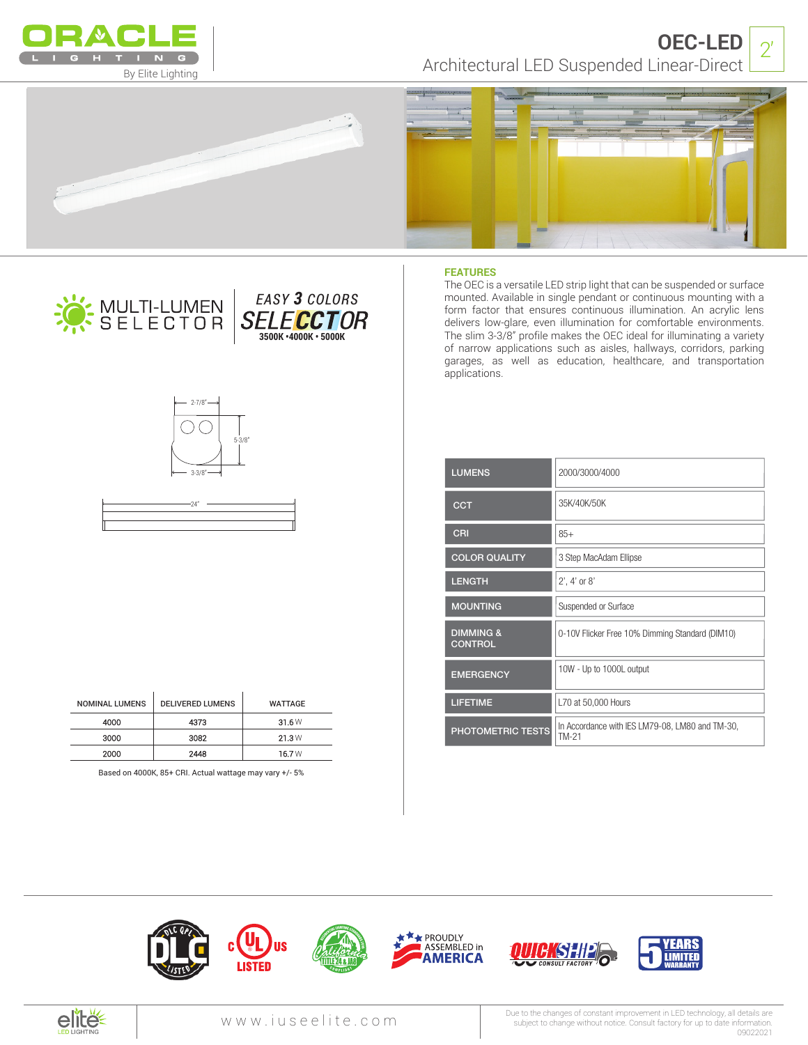# OEC-LED

2'

Architectural LED Suspended Linear-Direct

MULTI-LUMEN SELECTOR

EASY 3 COLORS SELECCTOR

3500K • 4000K • 5000K

2-7/8"

5-3/8"

3-3/8"

24"

| NOMINAL LUMENS | DELIVERED LUMENS | WATTAGE |
|---|---|---|
| 4000 | 4373 | 31.6 W |
| 3000 | 3082 | 21.3 W |
| 2000 | 2448 | 16.7 W |

Based on 4000K, 85+ CRI. Actual wattage may vary +/- 5%

## FEATURES

The OEC is a versatile LED strip light that can be suspended or surface mounted. Available in single pendant or continuous mounting with a form factor that ensures continuous illumination. An acrylic lens delivers low-glare, even illumination for comfortable environments. The slim 3-3/8" profile makes the OEC ideal for illuminating a variety of narrow applications such as aisles, hallways, corridors, parking garages, as well as education, healthcare, and transportation applications.

| | |
|---|---|
| LUMENS | 2000/3000/4000 |
| CCT | 35K/40K/50K |
| CRI | 85+ |
| COLOR QUALITY | 3 Step MacAdam Ellipse |
| LENGTH | 2', 4' or 8' |
| MOUNTING | Suspended or Surface |
| DIMMING & CONTROL | 0-10V Flicker Free 10% Dimming Standard (DIM10) |
| EMERGENCY | 10W - Up to 1000L output |
| LIFETIME | L70 at 50,000 Hours |
| PHOTOMETRIC TESTS | In Accordance with IES LM79-08, LM80 and TM-30, TM-21 |

DLC QPL LISTED · cULus LISTED · California Title 24 & JA8 Compliant · PROUDLY ASSEMBLED in AMERICA · QUICKSHIP CONSULT FACTORY · 5 YEARS LIMITED WARRANTY

www.iuseelite.com

Due to the changes of constant improvement in LED technology, all details are subject to change without notice. Consult factory for up to date information.
09022021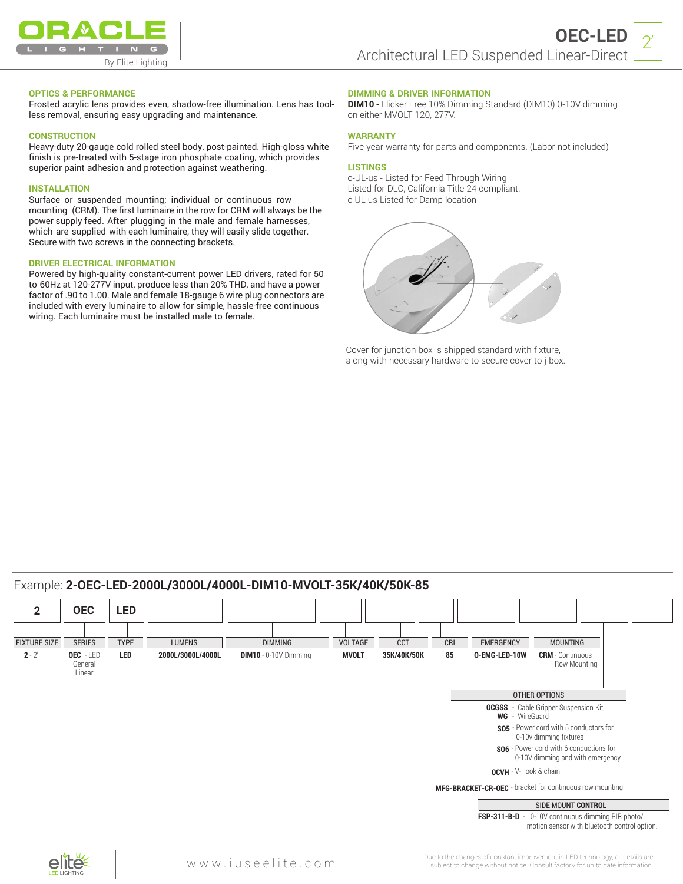# OEC-LED 2'

Architectural LED Suspended Linear-Direct

## OPTICS & PERFORMANCE

Frosted acrylic lens provides even, shadow-free illumination. Lens has tool-less removal, ensuring easy upgrading and maintenance.

## CONSTRUCTION

Heavy-duty 20-gauge cold rolled steel body, post-painted. High-gloss white finish is pre-treated with 5-stage iron phosphate coating, which provides superior paint adhesion and protection against weathering.

## INSTALLATION

Surface or suspended mounting; individual or continuous row mounting (CRM). The first luminaire in the row for CRM will always be the power supply feed. After plugging in the male and female harnesses, which are supplied with each luminaire, they will easily slide together. Secure with two screws in the connecting brackets.

## DRIVER ELECTRICAL INFORMATION

Powered by high-quality constant-current power LED drivers, rated for 50 to 60Hz at 120-277V input, produce less than 20% THD, and have a power factor of .90 to 1.00. Male and female 18-gauge 6 wire plug connectors are included with every luminaire to allow for simple, hassle-free continuous wiring. Each luminaire must be installed male to female.

## DIMMING & DRIVER INFORMATION

**DIM10** - Flicker Free 10% Dimming Standard (DIM10) 0-10V dimming on either MVOLT 120, 277V.

## WARRANTY

Five-year warranty for parts and components. (Labor not included)

## LISTINGS

c-UL-us - Listed for Feed Through Wiring.
Listed for DLC, California Title 24 compliant.
c UL us Listed for Damp location

Cover for junction box is shipped standard with fixture, along with necessary hardware to secure cover to j-box.

## Example: **2-OEC-LED-2000L/3000L/4000L-DIM10-MVOLT-35K/40K/50K-85**

| FIXTURE SIZE | SERIES | TYPE | LUMENS | DIMMING | VOLTAGE | CCT | CRI | EMERGENCY | MOUNTING |
|---|---|---|---|---|---|---|---|---|---|
| **2** - 2' | **OEC** - LED General Linear | **LED** | **2000L/3000L/4000L** | **DIM10** - 0-10V Dimming | **MVOLT** | **35K/40K/50K** | **85** | **O-EMG-LED-10W** | **CRM** - Continuous Row Mounting |

### OTHER OPTIONS

- **OCGSS** - Cable Gripper Suspension Kit
- **WG** - WireGuard
- **SO5** - Power cord with 5 conductors for 0-10v dimming fixtures
- **SO6** - Power cord with 6 conductions for 0-10V dimming and with emergency
- **OCVH** - V-Hook & chain
- **MFG-BRACKET-CR-OEC** - bracket for continuous row mounting

### SIDE MOUNT CONTROL

- **FSP-311-B-D** - 0-10V continuous dimming PIR photo/ motion sensor with bluetooth control option.

www.iuseelite.com

Due to the changes of constant improvement in LED technology, all details are subject to change without notice. Consult factory for up to date information.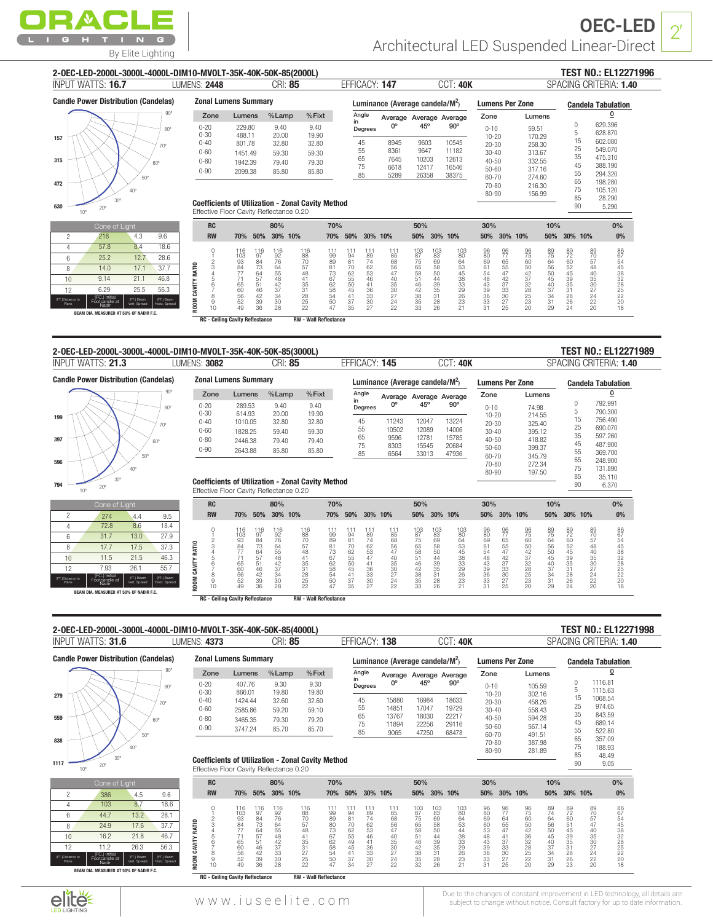# OEC-LED 2'

## Architectural LED Suspended Linear-Direct

---

## 2-OEC-LED-2000L-3000L-4000L-DIM10-MVOLT-35K-40K-50K-85(2000L)

**TEST NO.: EL12271996**

INPUT WATTS: **16.7** | LUMENS: **2448** | CRI: **85** | EFFICACY: **147** | CCT: **40K** | SPACING CRITERIA: **1.40**

### Candle Power Distribution (Candelas)

Polar plot scale: 157, 315, 472, 630

### Cone of Light

| (FT.) Distance to Plane | (FC.) Initial Footcandle at Nadir | (FT.) Beam Vert. Spread | (FT.) Beam Horiz. Spread |
|---|---|---|---|
| 2 | 218 | 4.3 | 9.6 |
| 4 | 57.8 | 8.4 | 18.6 |
| 6 | 25.2 | 12.7 | 28.6 |
| 8 | 14.0 | 17.1 | 37.7 |
| 10 | 9.14 | 21.1 | 46.8 |
| 12 | 6.29 | 25.5 | 56.3 |

BEAM DIA. MEASURED AT 50% OF NADIR F.C.

### Zonal Lumens Summary

| Zone | Lumens | %Lamp | %Fixt |
|---|---|---|---|
| 0-20 | 229.80 | 9.40 | 9.40 |
| 0-30 | 488.11 | 20.00 | 19.90 |
| 0-40 | 801.78 | 32.80 | 32.80 |
| 0-60 | 1451.49 | 59.30 | 59.30 |
| 0-80 | 1942.39 | 79.40 | 79.30 |
| 0-90 | 2099.38 | 85.80 | 85.80 |

### Luminance (Average candela/M²)

| Angle in Degrees | Average 0° | Average 45° | Average 90° |
|---|---|---|---|
| 45 | 8945 | 9603 | 10545 |
| 55 | 8361 | 9647 | 11182 |
| 65 | 7645 | 10203 | 12613 |
| 75 | 6618 | 12417 | 16546 |
| 85 | 5289 | 26358 | 38375 |

### Lumens Per Zone

| Zone | Lumens |
|---|---|
| 0-10 | 59.51 |
| 10-20 | 170.29 |
| 20-30 | 258.30 |
| 30-40 | 313.67 |
| 40-50 | 332.55 |
| 50-60 | 317.16 |
| 60-70 | 274.60 |
| 70-80 | 216.30 |
| 80-90 | 156.99 |

### Candela Tabulation

| Angle | 0 |
|---|---|
| 0 | 629.396 |
| 5 | 628.870 |
| 15 | 602.080 |
| 25 | 549.070 |
| 35 | 475.310 |
| 45 | 388.190 |
| 55 | 294.320 |
| 65 | 198.280 |
| 75 | 105.120 |
| 85 | 28.290 |
| 90 | 5.290 |

### Coefficients of Utilization - Zonal Cavity Method

Effective Floor Cavity Reflectance 0.20

| RC | 80% | | | | 70% | | | | 50% | | | 30% | | | 10% | | | 0% |
|---|---|---|---|---|---|---|---|---|---|---|---|---|---|---|---|---|---|---|
| RW | 70% | 50% | 30% | 10% | 70% | 50% | 30% | 10% | 50% | 30% | 10% | 50% | 30% | 10% | 50% | 30% | 10% | 0% |
| 0 | 116 | 116 | 116 | 116 | 111 | 111 | 111 | 111 | 103 | 103 | 103 | 96 | 96 | 96 | 89 | 89 | 89 | 86 |
| 1 | 103 | 97 | 92 | 88 | 99 | 94 | 89 | 85 | 87 | 83 | 80 | 80 | 77 | 75 | 75 | 72 | 70 | 67 |
| 2 | 93 | 84 | 76 | 70 | 89 | 81 | 74 | 68 | 75 | 69 | 64 | 69 | 65 | 60 | 64 | 60 | 57 | 54 |
| 3 | 84 | 73 | 64 | 57 | 81 | 70 | 62 | 56 | 65 | 58 | 53 | 61 | 55 | 50 | 56 | 52 | 48 | 45 |
| 4 | 77 | 64 | 55 | 48 | 73 | 62 | 53 | 47 | 58 | 50 | 45 | 54 | 47 | 42 | 50 | 45 | 40 | 38 |
| 5 | 71 | 57 | 48 | 41 | 67 | 55 | 46 | 40 | 51 | 44 | 38 | 48 | 42 | 37 | 45 | 39 | 35 | 32 |
| 6 | 65 | 51 | 42 | 35 | 62 | 50 | 41 | 35 | 46 | 39 | 33 | 43 | 37 | 32 | 40 | 35 | 30 | 28 |
| 7 | 60 | 46 | 37 | 31 | 58 | 45 | 36 | 30 | 42 | 35 | 29 | 39 | 33 | 28 | 37 | 31 | 27 | 25 |
| 8 | 56 | 42 | 34 | 28 | 54 | 41 | 33 | 27 | 38 | 31 | 26 | 36 | 30 | 25 | 34 | 28 | 24 | 22 |
| 9 | 52 | 39 | 30 | 25 | 50 | 37 | 30 | 24 | 35 | 28 | 23 | 33 | 27 | 23 | 31 | 26 | 22 | 20 |
| 10 | 49 | 36 | 28 | 22 | 47 | 35 | 27 | 22 | 33 | 26 | 21 | 31 | 25 | 20 | 29 | 24 | 20 | 18 |

ROOM CAVITY RATIO (rows 0–10). RC - Ceiling Cavity Reflectance; RW - Wall Reflectance

---

## 2-OEC-LED-2000L-3000L-4000L-DIM10-MVOLT-35K-40K-50K-85(3000L)

**TEST NO.: EL12271989**

INPUT WATTS: **21.3** | LUMENS: **3082** | CRI: **85** | EFFICACY: **145** | CCT: **40K** | SPACING CRITERIA: **1.40**

### Candle Power Distribution (Candelas)

Polar plot scale: 199, 397, 596, 794

### Cone of Light

| (FT.) Distance to Plane | (FC.) Initial Footcandle at Nadir | (FT.) Beam Vert. Spread | (FT.) Beam Horiz. Spread |
|---|---|---|---|
| 2 | 274 | 4.4 | 9.5 |
| 4 | 72.8 | 8.6 | 18.4 |
| 6 | 31.7 | 13.0 | 27.9 |
| 8 | 17.7 | 17.5 | 37.3 |
| 10 | 11.5 | 21.5 | 46.3 |
| 12 | 7.93 | 26.1 | 55.7 |

BEAM DIA. MEASURED AT 50% OF NADIR F.C.

### Zonal Lumens Summary

| Zone | Lumens | %Lamp | %Fixt |
|---|---|---|---|
| 0-20 | 289.53 | 9.40 | 9.40 |
| 0-30 | 614.93 | 20.00 | 19.90 |
| 0-40 | 1010.05 | 32.80 | 32.80 |
| 0-60 | 1828.25 | 59.40 | 59.30 |
| 0-80 | 2446.38 | 79.40 | 79.40 |
| 0-90 | 2643.88 | 85.80 | 85.80 |

### Luminance (Average candela/M²)

| Angle in Degrees | Average 0° | Average 45° | Average 90° |
|---|---|---|---|
| 45 | 11243 | 12047 | 13224 |
| 55 | 10502 | 12089 | 14006 |
| 65 | 9596 | 12781 | 15785 |
| 75 | 8303 | 15545 | 20684 |
| 85 | 6564 | 33013 | 47936 |

### Lumens Per Zone

| Zone | Lumens |
|---|---|
| 0-10 | 74.98 |
| 10-20 | 214.55 |
| 20-30 | 325.40 |
| 30-40 | 395.12 |
| 40-50 | 418.82 |
| 50-60 | 399.37 |
| 60-70 | 345.79 |
| 70-80 | 272.34 |
| 80-90 | 197.50 |

### Candela Tabulation

| Angle | 0 |
|---|---|
| 0 | 792.991 |
| 5 | 790.300 |
| 15 | 756.490 |
| 25 | 690.070 |
| 35 | 597.260 |
| 45 | 487.900 |
| 55 | 369.700 |
| 65 | 248.900 |
| 75 | 131.890 |
| 85 | 35.110 |
| 90 | 6.370 |

### Coefficients of Utilization - Zonal Cavity Method

Effective Floor Cavity Reflectance 0.20

| RC | 80% | | | | 70% | | | | 50% | | | 30% | | | 10% | | | 0% |
|---|---|---|---|---|---|---|---|---|---|---|---|---|---|---|---|---|---|---|
| RW | 70% | 50% | 30% | 10% | 70% | 50% | 30% | 10% | 50% | 30% | 10% | 50% | 30% | 10% | 50% | 30% | 10% | 0% |
| 0 | 116 | 116 | 116 | 116 | 111 | 111 | 111 | 111 | 103 | 103 | 103 | 96 | 96 | 96 | 89 | 89 | 89 | 86 |
| 1 | 103 | 97 | 92 | 88 | 99 | 94 | 89 | 85 | 87 | 83 | 80 | 80 | 77 | 75 | 75 | 72 | 70 | 67 |
| 2 | 93 | 84 | 76 | 70 | 89 | 81 | 74 | 68 | 75 | 69 | 64 | 69 | 65 | 60 | 64 | 60 | 57 | 54 |
| 3 | 84 | 73 | 64 | 57 | 81 | 70 | 62 | 56 | 65 | 58 | 53 | 61 | 55 | 50 | 56 | 52 | 48 | 45 |
| 4 | 77 | 64 | 55 | 48 | 73 | 62 | 53 | 47 | 58 | 50 | 45 | 54 | 47 | 42 | 50 | 45 | 40 | 38 |
| 5 | 71 | 57 | 48 | 41 | 67 | 55 | 47 | 40 | 51 | 44 | 38 | 48 | 42 | 37 | 45 | 39 | 35 | 32 |
| 6 | 65 | 51 | 42 | 35 | 62 | 50 | 41 | 35 | 46 | 39 | 33 | 43 | 37 | 32 | 40 | 35 | 30 | 28 |
| 7 | 60 | 46 | 37 | 31 | 58 | 45 | 36 | 30 | 42 | 35 | 29 | 39 | 33 | 28 | 37 | 31 | 27 | 25 |
| 8 | 56 | 42 | 34 | 28 | 54 | 41 | 33 | 27 | 38 | 31 | 26 | 36 | 30 | 25 | 34 | 28 | 24 | 22 |
| 9 | 52 | 39 | 30 | 25 | 50 | 37 | 30 | 24 | 35 | 28 | 23 | 33 | 27 | 23 | 31 | 26 | 22 | 20 |
| 10 | 49 | 36 | 28 | 22 | 47 | 35 | 27 | 22 | 33 | 26 | 21 | 31 | 25 | 20 | 29 | 24 | 20 | 18 |

ROOM CAVITY RATIO (rows 0–10). RC - Ceiling Cavity Reflectance; RW - Wall Reflectance

---

## 2-OEC-LED-2000L-3000L-4000L-DIM10-MVOLT-35K-40K-50K-85(4000L)

**TEST NO.: EL12271998**

INPUT WATTS: **31.6** | LUMENS: **4373** | CRI: **85** | EFFICACY: **138** | CCT: **40K** | SPACING CRITERIA: **1.40**

### Candle Power Distribution (Candelas)

Polar plot scale: 279, 559, 838, 1117

### Cone of Light

| (FT.) Distance to Plane | (FC.) Initial Footcandle at Nadir | (FT.) Beam Vert. Spread | (FT.) Beam Horiz. Spread |
|---|---|---|---|
| 2 | 386 | 4.5 | 9.6 |
| 4 | 103 | 8.7 | 18.6 |
| 6 | 44.7 | 13.2 | 28.1 |
| 8 | 24.9 | 17.6 | 37.7 |
| 10 | 16.2 | 21.8 | 46.7 |
| 12 | 11.2 | 26.3 | 56.3 |

BEAM DIA. MEASURED AT 50% OF NADIR F.C.

### Zonal Lumens Summary

| Zone | Lumens | %Lamp | %Fixt |
|---|---|---|---|
| 0-20 | 407.76 | 9.30 | 9.30 |
| 0-30 | 866.01 | 19.80 | 19.80 |
| 0-40 | 1424.44 | 32.60 | 32.60 |
| 0-60 | 2585.86 | 59.20 | 59.10 |
| 0-80 | 3465.35 | 79.30 | 79.20 |
| 0-90 | 3747.24 | 85.70 | 85.70 |

### Luminance (Average candela/M²)

| Angle in Degrees | Average 0° | Average 45° | Average 90° |
|---|---|---|---|
| 45 | 15880 | 16984 | 18633 |
| 55 | 14851 | 17047 | 19729 |
| 65 | 13767 | 18030 | 22217 |
| 75 | 11894 | 22256 | 29116 |
| 85 | 9065 | 47250 | 68478 |

### Lumens Per Zone

| Zone | Lumens |
|---|---|
| 0-10 | 105.59 |
| 10-20 | 302.16 |
| 20-30 | 458.26 |
| 30-40 | 558.43 |
| 40-50 | 594.28 |
| 50-60 | 567.14 |
| 60-70 | 491.51 |
| 70-80 | 387.98 |
| 80-90 | 281.89 |

### Candela Tabulation

| Angle | 0 |
|---|---|
| 0 | 1116.81 |
| 5 | 1115.63 |
| 15 | 1068.54 |
| 25 | 974.65 |
| 35 | 843.59 |
| 45 | 689.14 |
| 55 | 522.80 |
| 65 | 357.09 |
| 75 | 188.93 |
| 85 | 48.49 |
| 90 | 9.05 |

### Coefficients of Utilization - Zonal Cavity Method

Effective Floor Cavity Reflectance 0.20

| RC | 80% | | | | 70% | | | | 50% | | | 30% | | | 10% | | | 0% |
|---|---|---|---|---|---|---|---|---|---|---|---|---|---|---|---|---|---|---|
| RW | 70% | 50% | 30% | 10% | 70% | 50% | 30% | 10% | 50% | 30% | 10% | 50% | 30% | 10% | 50% | 30% | 10% | 0% |
| 0 | 116 | 116 | 116 | 116 | 111 | 111 | 111 | 111 | 103 | 103 | 103 | 96 | 96 | 96 | 89 | 89 | 89 | 86 |
| 1 | 103 | 97 | 92 | 88 | 99 | 94 | 89 | 85 | 87 | 83 | 80 | 80 | 77 | 75 | 74 | 72 | 70 | 67 |
| 2 | 93 | 84 | 76 | 70 | 89 | 81 | 74 | 68 | 75 | 69 | 64 | 69 | 64 | 60 | 64 | 60 | 57 | 54 |
| 3 | 84 | 73 | 64 | 56 | 80 | 70 | 62 | 56 | 65 | 58 | 53 | 60 | 55 | 50 | 56 | 51 | 47 | 45 |
| 4 | 77 | 64 | 55 | 48 | 73 | 62 | 53 | 47 | 58 | 50 | 44 | 53 | 47 | 42 | 50 | 45 | 40 | 38 |
| 5 | 71 | 57 | 48 | 41 | 67 | 55 | 46 | 40 | 51 | 44 | 38 | 48 | 41 | 36 | 45 | 39 | 35 | 32 |
| 6 | 65 | 51 | 42 | 35 | 62 | 49 | 41 | 35 | 46 | 39 | 33 | 43 | 37 | 32 | 40 | 35 | 30 | 28 |
| 7 | 60 | 46 | 37 | 31 | 58 | 45 | 36 | 30 | 42 | 35 | 29 | 39 | 33 | 28 | 37 | 31 | 27 | 25 |
| 8 | 56 | 42 | 33 | 27 | 54 | 41 | 33 | 27 | 38 | 31 | 26 | 36 | 30 | 25 | 34 | 28 | 24 | 22 |
| 9 | 52 | 39 | 30 | 25 | 50 | 37 | 30 | 24 | 35 | 28 | 23 | 33 | 27 | 22 | 31 | 26 | 22 | 20 |
| 10 | 49 | 36 | 28 | 22 | 47 | 34 | 27 | 22 | 32 | 26 | 21 | 31 | 25 | 20 | 29 | 23 | 20 | 18 |

ROOM CAVITY RATIO (rows 0–10). RC - Ceiling Cavity Reflectance; RW - Wall Reflectance

---

www.iuseelite.com

Due to the changes of constant improvement in LED technology, all details are subject to change without notice. Consult factory for up to date information.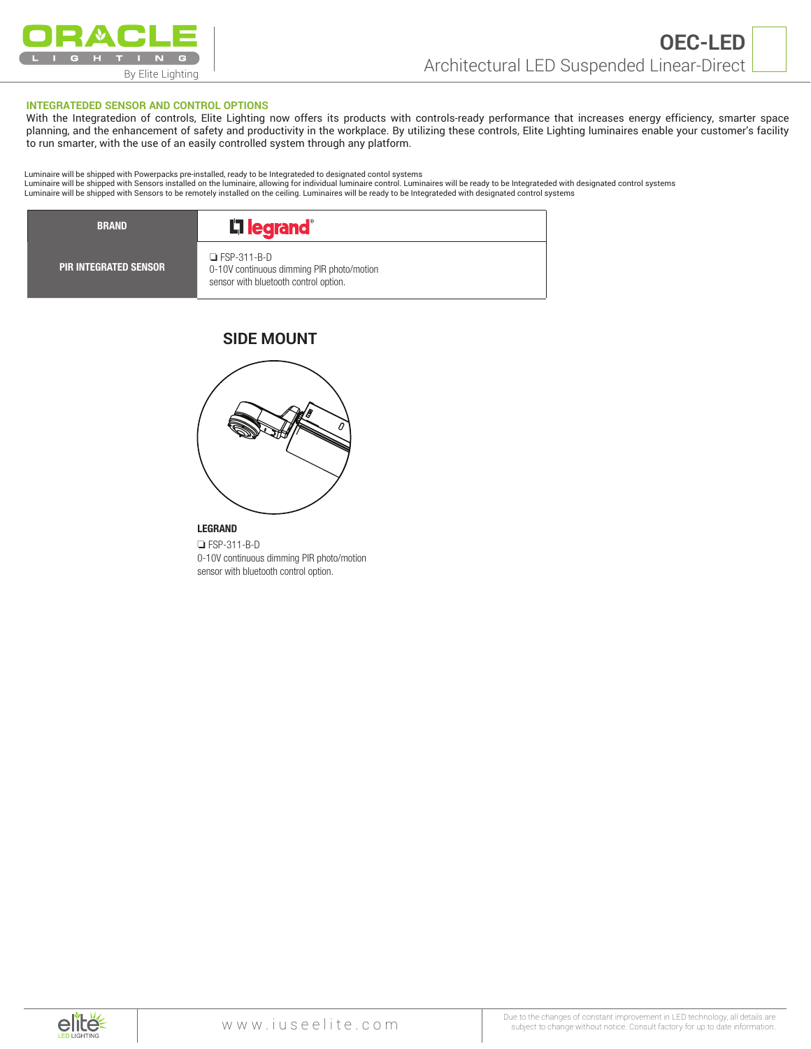## INTEGRATEDED SENSOR AND CONTROL OPTIONS

With the Integratedion of controls, Elite Lighting now offers its products with controls-ready performance that increases energy efficiency, smarter space planning, and the enhancement of safety and productivity in the workplace. By utilizing these controls, Elite Lighting luminaires enable your customer's facility to run smarter, with the use of an easily controlled system through any platform.

Luminaire will be shipped with Powerpacks pre-installed, ready to be Integrateded to designated contol systems
Luminaire will be shipped with Sensors installed on the luminaire, allowing for individual luminaire control. Luminaires will be ready to be Integrateded with designated control systems
Luminaire will be shipped with Sensors to be remotely installed on the ceiling. Luminaires will be ready to be Integrateded with designated control systems

| BRAND | legrand |
| --- | --- |
| PIR INTEGRATED SENSOR | ❏ FSP-311-B-D<br>0-10V continuous dimming PIR photo/motion sensor with bluetooth control option. |

### SIDE MOUNT

**LEGRAND**

❏ FSP-311-B-D
0-10V continuous dimming PIR photo/motion sensor with bluetooth control option.